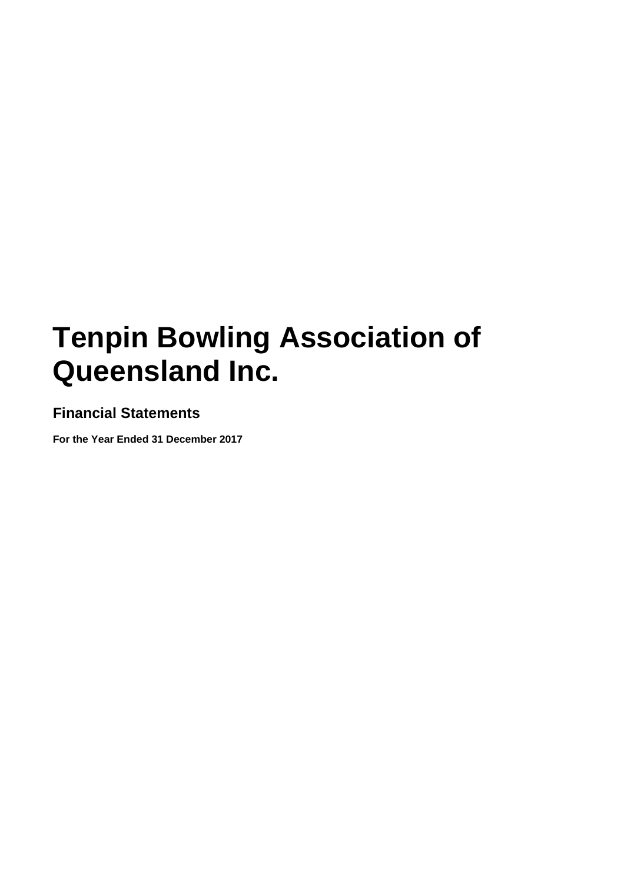# Tenpin Bowling Association of Queensland Inc.

## Financial Statements

**For the Year Ended 31 December 2017**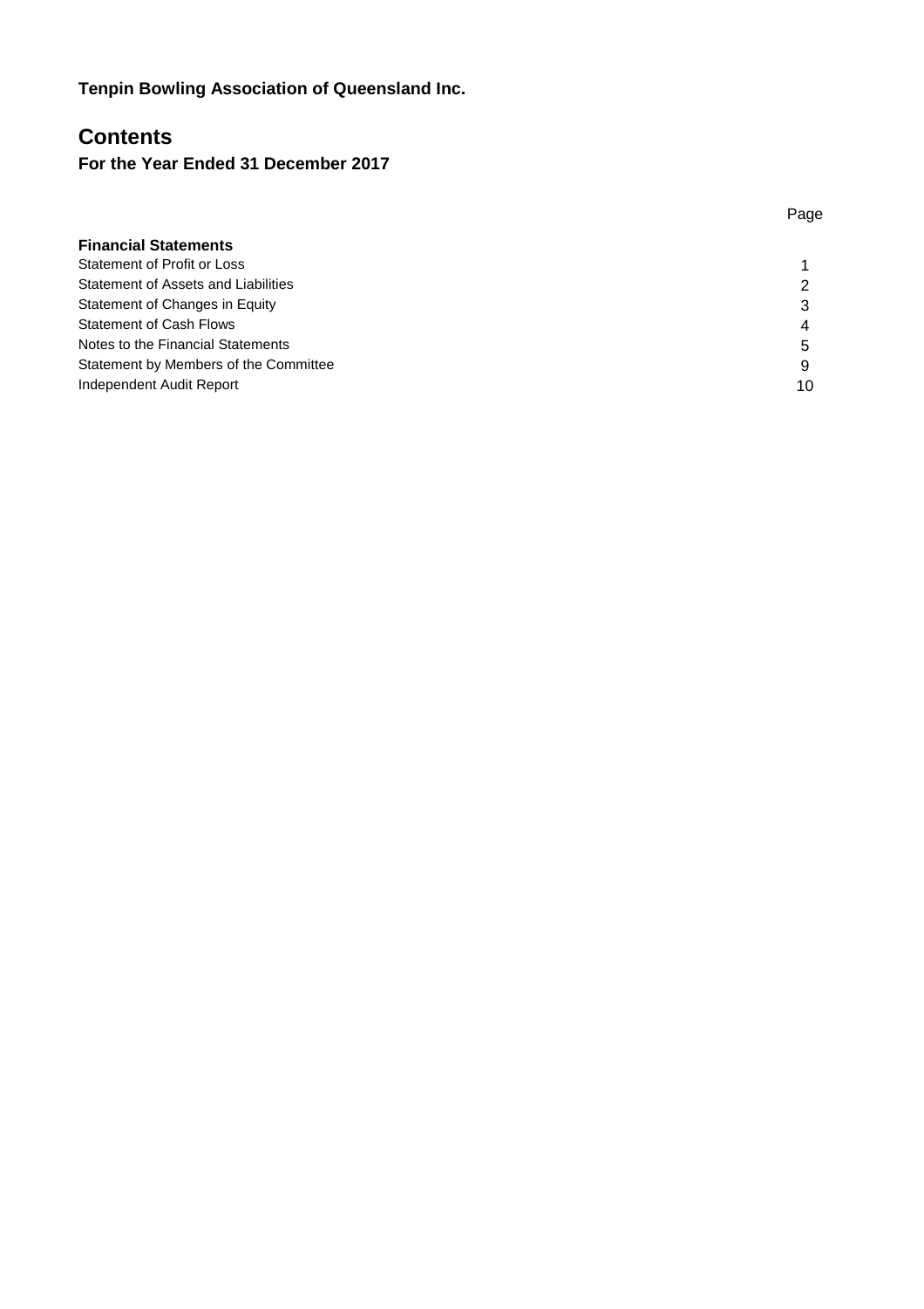**Tenpin Bowling Association of Queensland Inc.**

# Contents

### For the Year Ended 31 December 2017

| | Page |
|---|---|
| **Financial Statements** | |
| Statement of Profit or Loss | 1 |
| Statement of Assets and Liabilities | 2 |
| Statement of Changes in Equity | 3 |
| Statement of Cash Flows | 4 |
| Notes to the Financial Statements | 5 |
| Statement by Members of the Committee | 9 |
| Independent Audit Report | 10 |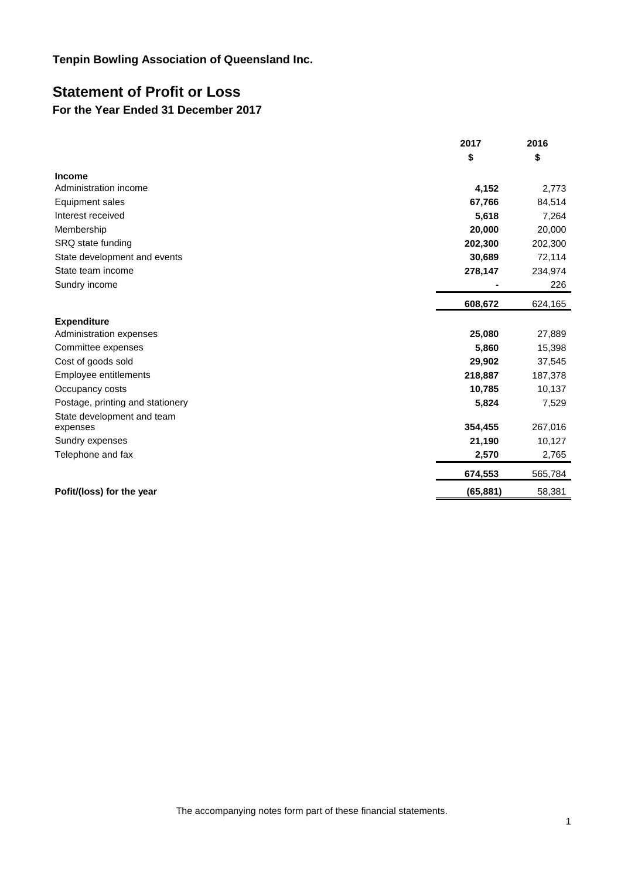**Tenpin Bowling Association of Queensland Inc.**

# Statement of Profit or Loss

### For the Year Ended 31 December 2017

| | 2017 | 2016 |
|---|---|---|
| | $ | $ |
| **Income** | | |
| Administration income | **4,152** | 2,773 |
| Equipment sales | **67,766** | 84,514 |
| Interest received | **5,618** | 7,264 |
| Membership | **20,000** | 20,000 |
| SRQ state funding | **202,300** | 202,300 |
| State development and events | **30,689** | 72,114 |
| State team income | **278,147** | 234,974 |
| Sundry income | **-** | 226 |
| | **608,672** | 624,165 |
| **Expenditure** | | |
| Administration expenses | **25,080** | 27,889 |
| Committee expenses | **5,860** | 15,398 |
| Cost of goods sold | **29,902** | 37,545 |
| Employee entitlements | **218,887** | 187,378 |
| Occupancy costs | **10,785** | 10,137 |
| Postage, printing and stationery | **5,824** | 7,529 |
| State development and team expenses | **354,455** | 267,016 |
| Sundry expenses | **21,190** | 10,127 |
| Telephone and fax | **2,570** | 2,765 |
| | **674,553** | 565,784 |
| **Pofit/(loss) for the year** | **(65,881)** | 58,381 |

The accompanying notes form part of these financial statements.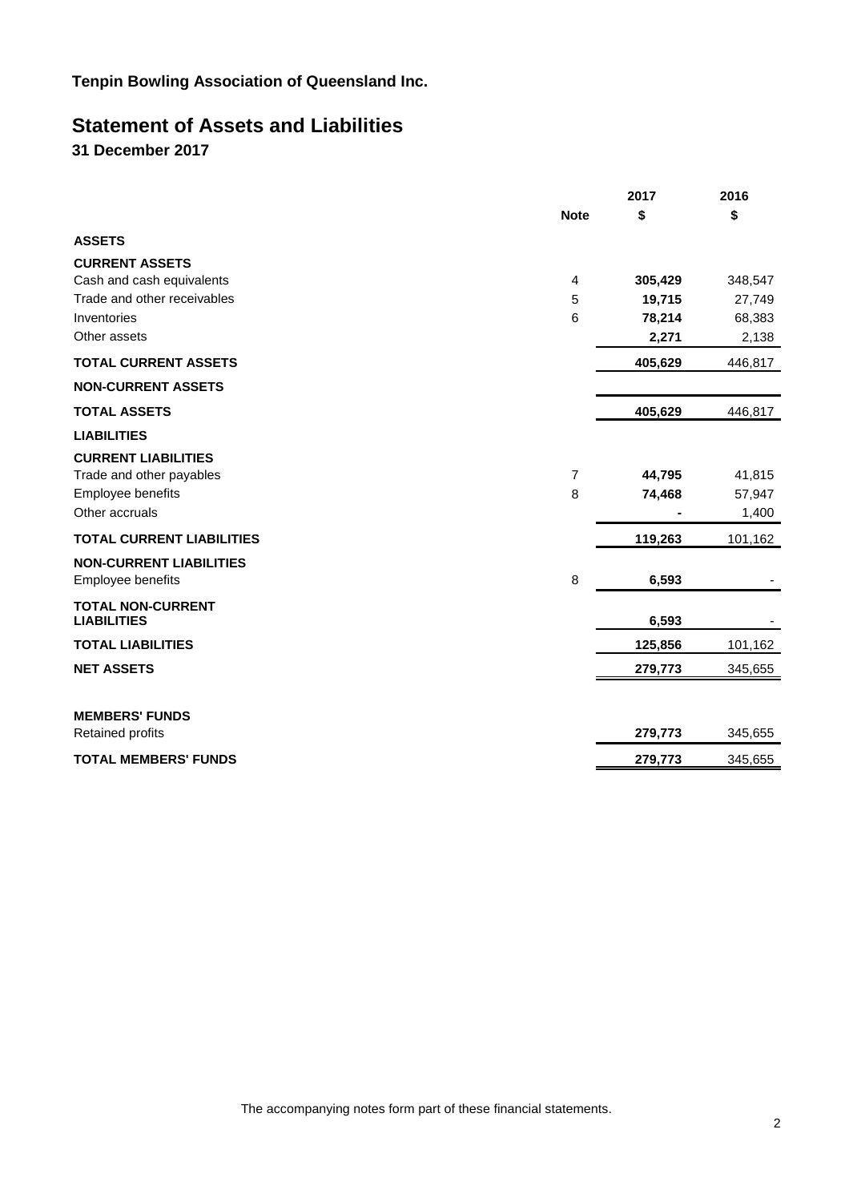# Tenpin Bowling Association of Queensland Inc.

## Statement of Assets and Liabilities

### 31 December 2017

| | Note | 2017 $ | 2016 $ |
|---|---|---|---|
| **ASSETS** | | | |
| **CURRENT ASSETS** | | | |
| Cash and cash equivalents | 4 | **305,429** | 348,547 |
| Trade and other receivables | 5 | **19,715** | 27,749 |
| Inventories | 6 | **78,214** | 68,383 |
| Other assets | | **2,271** | 2,138 |
| **TOTAL CURRENT ASSETS** | | **405,629** | 446,817 |
| **NON-CURRENT ASSETS** | | | |
| **TOTAL ASSETS** | | **405,629** | 446,817 |
| **LIABILITIES** | | | |
| **CURRENT LIABILITIES** | | | |
| Trade and other payables | 7 | **44,795** | 41,815 |
| Employee benefits | 8 | **74,468** | 57,947 |
| Other accruals | | **-** | 1,400 |
| **TOTAL CURRENT LIABILITIES** | | **119,263** | 101,162 |
| **NON-CURRENT LIABILITIES** | | | |
| Employee benefits | 8 | **6,593** | - |
| **TOTAL NON-CURRENT LIABILITIES** | | **6,593** | - |
| **TOTAL LIABILITIES** | | **125,856** | 101,162 |
| **NET ASSETS** | | **279,773** | 345,655 |
| | | | |
| **MEMBERS' FUNDS** | | | |
| Retained profits | | **279,773** | 345,655 |
| **TOTAL MEMBERS' FUNDS** | | **279,773** | 345,655 |

The accompanying notes form part of these financial statements.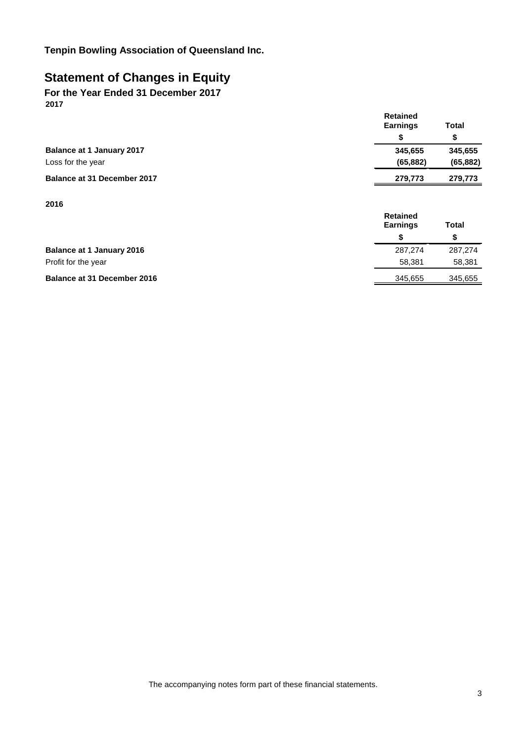**Tenpin Bowling Association of Queensland Inc.**

# Statement of Changes in Equity

## For the Year Ended 31 December 2017

**2017**

| | Retained Earnings | Total |
|---|---|---|
| | $ | $ |
| **Balance at 1 January 2017** | **345,655** | **345,655** |
| Loss for the year | **(65,882)** | **(65,882)** |
| **Balance at 31 December 2017** | **279,773** | **279,773** |

**2016**

| | Retained Earnings | Total |
|---|---|---|
| | $ | $ |
| **Balance at 1 January 2016** | 287,274 | 287,274 |
| Profit for the year | 58,381 | 58,381 |
| **Balance at 31 December 2016** | 345,655 | 345,655 |

The accompanying notes form part of these financial statements.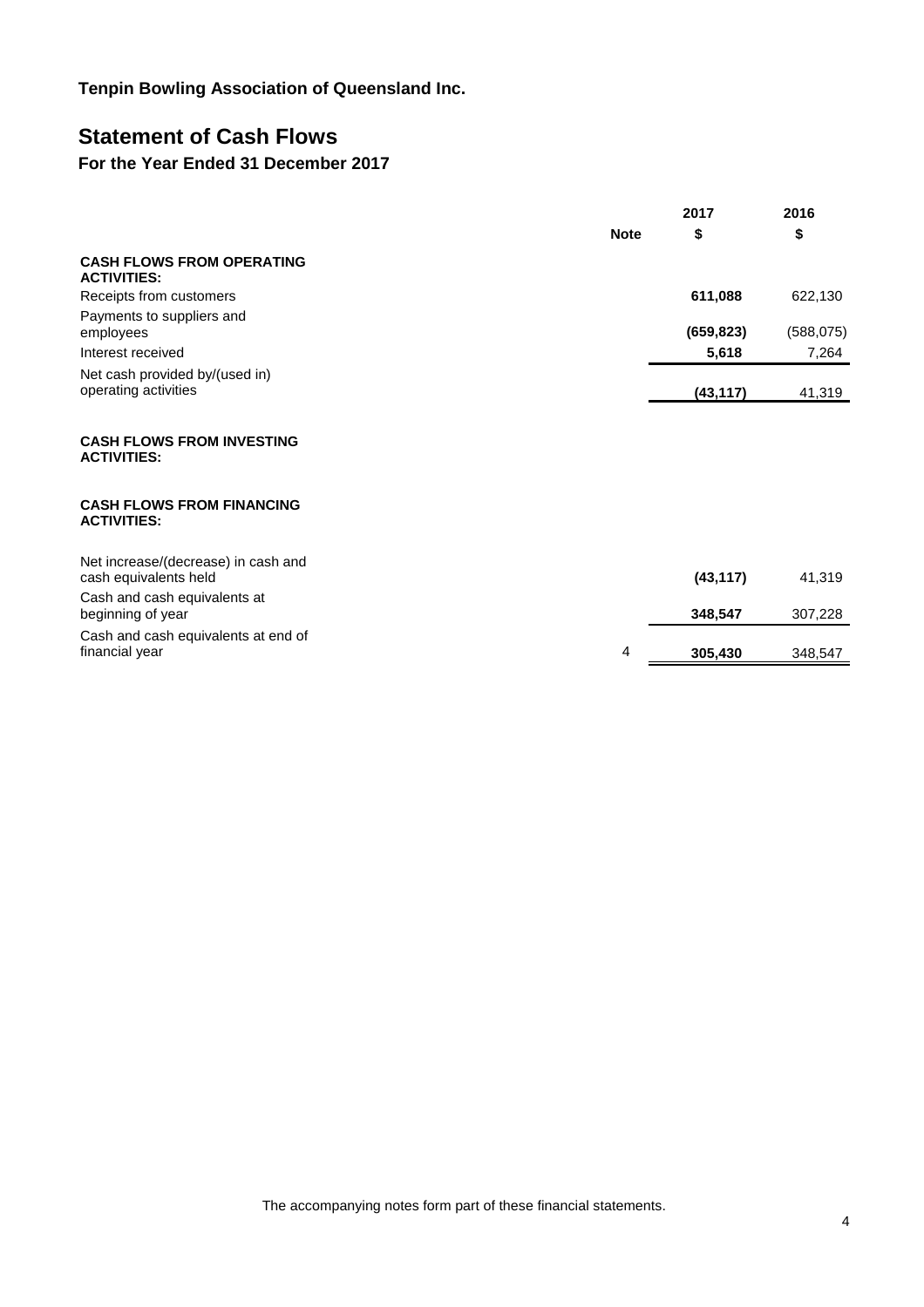**Tenpin Bowling Association of Queensland Inc.**

# Statement of Cash Flows

## For the Year Ended 31 December 2017

| | Note | 2017<br>$ | 2016<br>$ |
|---|---|---|---|
| **CASH FLOWS FROM OPERATING ACTIVITIES:** | | | |
| Receipts from customers | | **611,088** | 622,130 |
| Payments to suppliers and employees | | **(659,823)** | (588,075) |
| Interest received | | **5,618** | 7,264 |
| Net cash provided by/(used in) operating activities | | **(43,117)** | 41,319 |
| **CASH FLOWS FROM INVESTING ACTIVITIES:** | | | |
| **CASH FLOWS FROM FINANCING ACTIVITIES:** | | | |
| Net increase/(decrease) in cash and cash equivalents held | | **(43,117)** | 41,319 |
| Cash and cash equivalents at beginning of year | | **348,547** | 307,228 |
| Cash and cash equivalents at end of financial year | 4 | **305,430** | 348,547 |

The accompanying notes form part of these financial statements.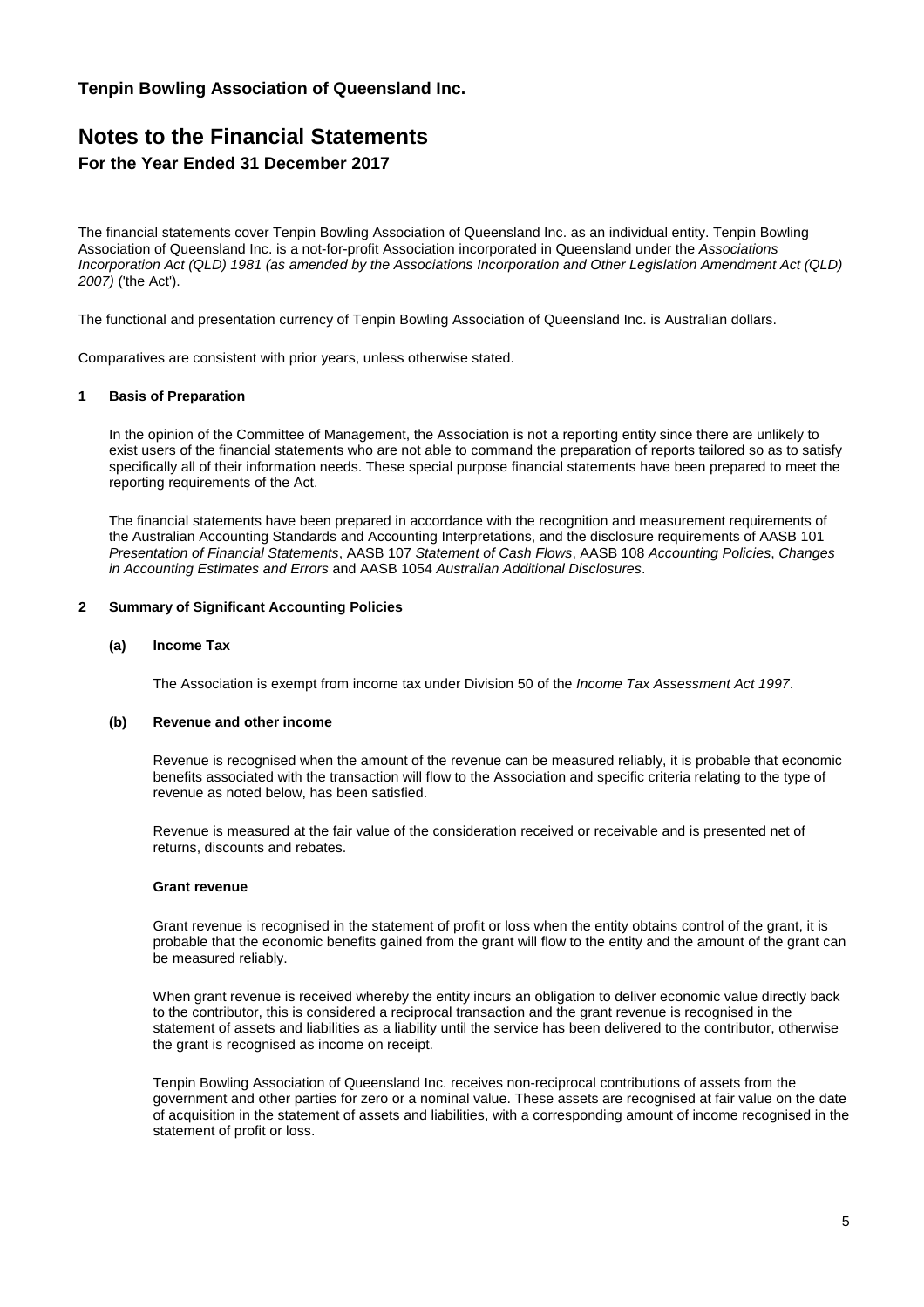## Tenpin Bowling Association of Queensland Inc.

# Notes to the Financial Statements

### For the Year Ended 31 December 2017

The financial statements cover Tenpin Bowling Association of Queensland Inc. as an individual entity. Tenpin Bowling Association of Queensland Inc. is a not-for-profit Association incorporated in Queensland under the *Associations Incorporation Act (QLD) 1981 (as amended by the Associations Incorporation and Other Legislation Amendment Act (QLD) 2007)* ('the Act').

The functional and presentation currency of Tenpin Bowling Association of Queensland Inc. is Australian dollars.

Comparatives are consistent with prior years, unless otherwise stated.

### 1 Basis of Preparation

In the opinion of the Committee of Management, the Association is not a reporting entity since there are unlikely to exist users of the financial statements who are not able to command the preparation of reports tailored so as to satisfy specifically all of their information needs. These special purpose financial statements have been prepared to meet the reporting requirements of the Act.

The financial statements have been prepared in accordance with the recognition and measurement requirements of the Australian Accounting Standards and Accounting Interpretations, and the disclosure requirements of AASB 101 *Presentation of Financial Statements*, AASB 107 *Statement of Cash Flows*, AASB 108 *Accounting Policies*, *Changes in Accounting Estimates and Errors* and AASB 1054 *Australian Additional Disclosures*.

### 2 Summary of Significant Accounting Policies

#### (a) Income Tax

The Association is exempt from income tax under Division 50 of the *Income Tax Assessment Act 1997*.

#### (b) Revenue and other income

Revenue is recognised when the amount of the revenue can be measured reliably, it is probable that economic benefits associated with the transaction will flow to the Association and specific criteria relating to the type of revenue as noted below, has been satisfied.

Revenue is measured at the fair value of the consideration received or receivable and is presented net of returns, discounts and rebates.

**Grant revenue**

Grant revenue is recognised in the statement of profit or loss when the entity obtains control of the grant, it is probable that the economic benefits gained from the grant will flow to the entity and the amount of the grant can be measured reliably.

When grant revenue is received whereby the entity incurs an obligation to deliver economic value directly back to the contributor, this is considered a reciprocal transaction and the grant revenue is recognised in the statement of assets and liabilities as a liability until the service has been delivered to the contributor, otherwise the grant is recognised as income on receipt.

Tenpin Bowling Association of Queensland Inc. receives non-reciprocal contributions of assets from the government and other parties for zero or a nominal value. These assets are recognised at fair value on the date of acquisition in the statement of assets and liabilities, with a corresponding amount of income recognised in the statement of profit or loss.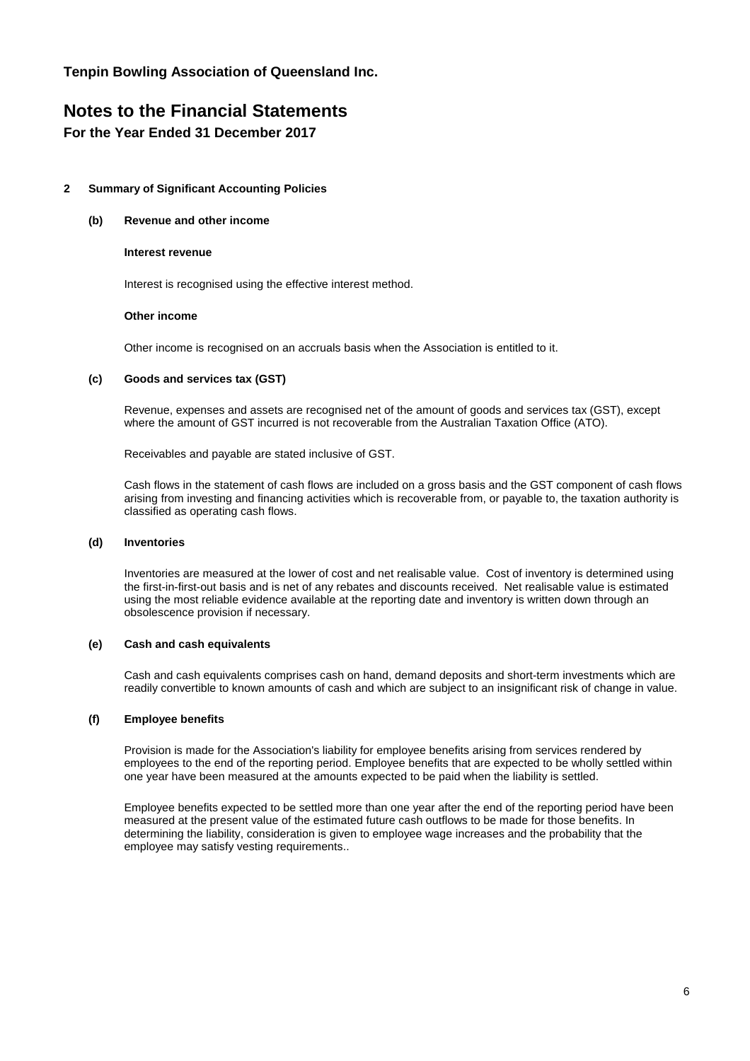**Tenpin Bowling Association of Queensland Inc.**

# Notes to the Financial Statements

**For the Year Ended 31 December 2017**

## 2 Summary of Significant Accounting Policies

### (b) Revenue and other income

**Interest revenue**

Interest is recognised using the effective interest method.

**Other income**

Other income is recognised on an accruals basis when the Association is entitled to it.

### (c) Goods and services tax (GST)

Revenue, expenses and assets are recognised net of the amount of goods and services tax (GST), except where the amount of GST incurred is not recoverable from the Australian Taxation Office (ATO).

Receivables and payable are stated inclusive of GST.

Cash flows in the statement of cash flows are included on a gross basis and the GST component of cash flows arising from investing and financing activities which is recoverable from, or payable to, the taxation authority is classified as operating cash flows.

### (d) Inventories

Inventories are measured at the lower of cost and net realisable value. Cost of inventory is determined using the first-in-first-out basis and is net of any rebates and discounts received. Net realisable value is estimated using the most reliable evidence available at the reporting date and inventory is written down through an obsolescence provision if necessary.

### (e) Cash and cash equivalents

Cash and cash equivalents comprises cash on hand, demand deposits and short-term investments which are readily convertible to known amounts of cash and which are subject to an insignificant risk of change in value.

### (f) Employee benefits

Provision is made for the Association's liability for employee benefits arising from services rendered by employees to the end of the reporting period. Employee benefits that are expected to be wholly settled within one year have been measured at the amounts expected to be paid when the liability is settled.

Employee benefits expected to be settled more than one year after the end of the reporting period have been measured at the present value of the estimated future cash outflows to be made for those benefits. In determining the liability, consideration is given to employee wage increases and the probability that the employee may satisfy vesting requirements..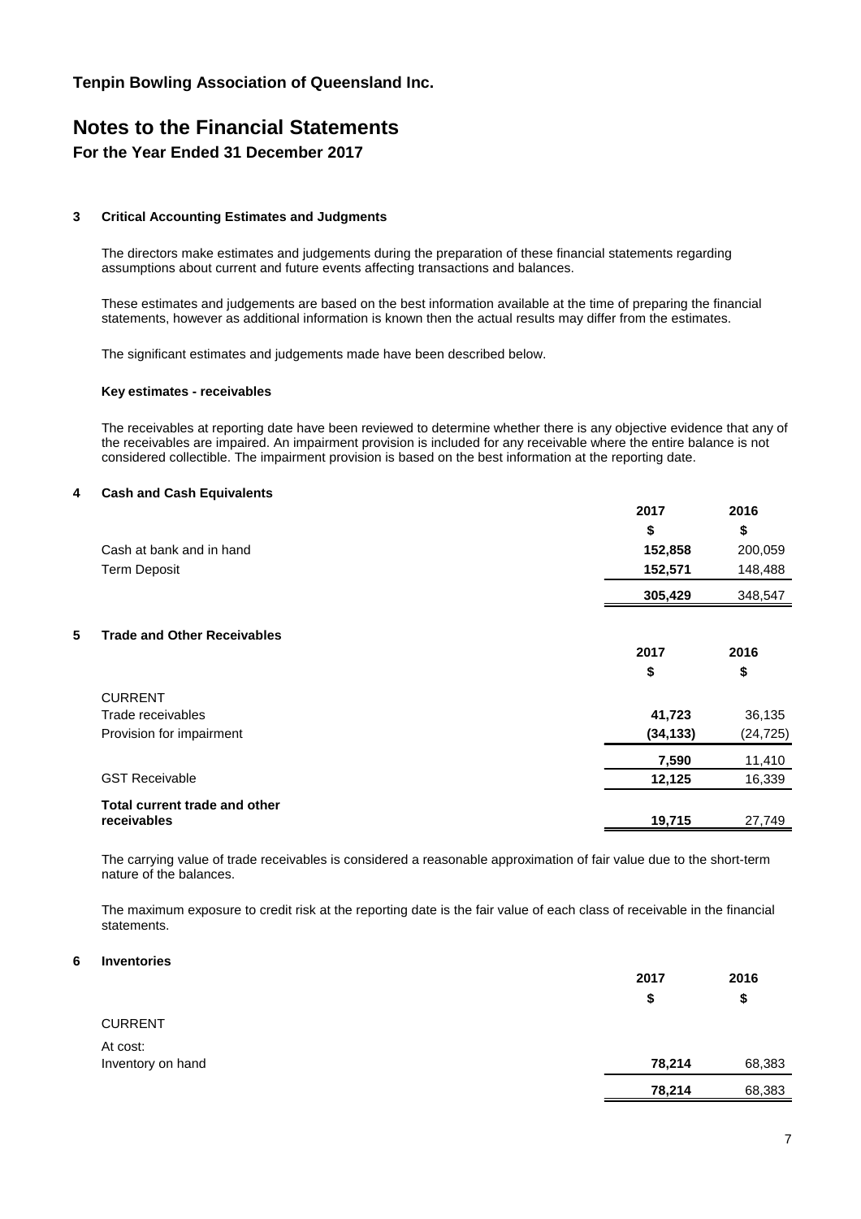# Tenpin Bowling Association of Queensland Inc.

# Notes to the Financial Statements

## For the Year Ended 31 December 2017

### 3 Critical Accounting Estimates and Judgments

The directors make estimates and judgements during the preparation of these financial statements regarding assumptions about current and future events affecting transactions and balances.

These estimates and judgements are based on the best information available at the time of preparing the financial statements, however as additional information is known then the actual results may differ from the estimates.

The significant estimates and judgements made have been described below.

#### Key estimates - receivables

The receivables at reporting date have been reviewed to determine whether there is any objective evidence that any of the receivables are impaired. An impairment provision is included for any receivable where the entire balance is not considered collectible. The impairment provision is based on the best information at the reporting date.

### 4 Cash and Cash Equivalents

| | 2017 | 2016 |
|---|---|---|
| | $ | $ |
| Cash at bank and in hand | **152,858** | 200,059 |
| Term Deposit | **152,571** | 148,488 |
| | **305,429** | 348,547 |

### 5 Trade and Other Receivables

| | 2017 | 2016 |
|---|---|---|
| | $ | $ |
| CURRENT | | |
| Trade receivables | **41,723** | 36,135 |
| Provision for impairment | **(34,133)** | (24,725) |
| | **7,590** | 11,410 |
| GST Receivable | **12,125** | 16,339 |
| **Total current trade and other receivables** | **19,715** | 27,749 |

The carrying value of trade receivables is considered a reasonable approximation of fair value due to the short-term nature of the balances.

The maximum exposure to credit risk at the reporting date is the fair value of each class of receivable in the financial statements.

### 6 Inventories

| | 2017 | 2016 |
|---|---|---|
| | $ | $ |
| CURRENT | | |
| At cost: | | |
| Inventory on hand | **78,214** | 68,383 |
| | **78,214** | 68,383 |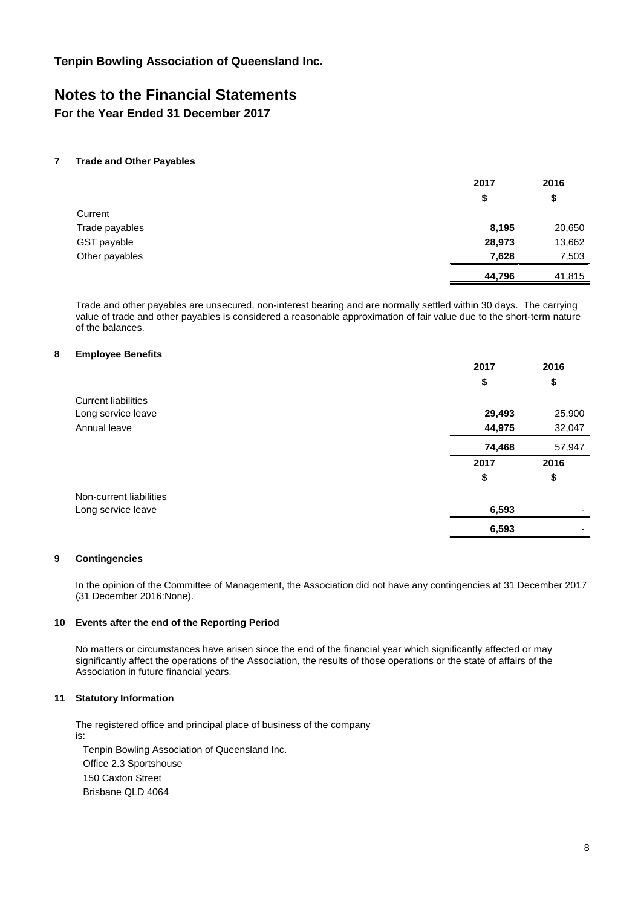# Tenpin Bowling Association of Queensland Inc.

# Notes to the Financial Statements

## For the Year Ended 31 December 2017

### 7 Trade and Other Payables

| | 2017 | 2016 |
|---|---|---|
| | $ | $ |
| Current | | |
| Trade payables | **8,195** | 20,650 |
| GST payable | **28,973** | 13,662 |
| Other payables | **7,628** | 7,503 |
| | **44,796** | 41,815 |

Trade and other payables are unsecured, non-interest bearing and are normally settled within 30 days. The carrying value of trade and other payables is considered a reasonable approximation of fair value due to the short-term nature of the balances.

### 8 Employee Benefits

| | 2017 | 2016 |
|---|---|---|
| | $ | $ |
| Current liabilities | | |
| Long service leave | **29,493** | 25,900 |
| Annual leave | **44,975** | 32,047 |
| | **74,468** | 57,947 |

| | 2017 | 2016 |
|---|---|---|
| | $ | $ |
| Non-current liabilities | | |
| Long service leave | **6,593** | - |
| | **6,593** | - |

### 9 Contingencies

In the opinion of the Committee of Management, the Association did not have any contingencies at 31 December 2017 (31 December 2016:None).

### 10 Events after the end of the Reporting Period

No matters or circumstances have arisen since the end of the financial year which significantly affected or may significantly affect the operations of the Association, the results of those operations or the state of affairs of the Association in future financial years.

### 11 Statutory Information

The registered office and principal place of business of the company is:

Tenpin Bowling Association of Queensland Inc.
Office 2.3 Sportshouse
150 Caxton Street
Brisbane QLD 4064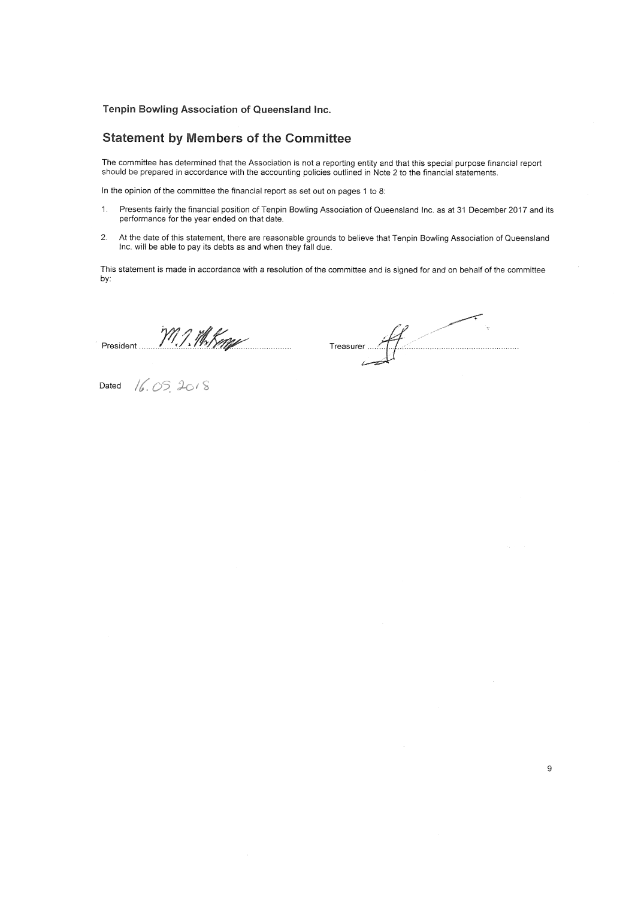**Tenpin Bowling Association of Queensland Inc.**

## Statement by Members of the Committee

The committee has determined that the Association is not a reporting entity and that this special purpose financial report should be prepared in accordance with the accounting policies outlined in Note 2 to the financial statements.

In the opinion of the committee the financial report as set out on pages 1 to 8:

1. Presents fairly the financial position of Tenpin Bowling Association of Queensland Inc. as at 31 December 2017 and its performance for the year ended on that date.

2. At the date of this statement, there are reasonable grounds to believe that Tenpin Bowling Association of Queensland Inc. will be able to pay its debts as and when they fall due.

This statement is made in accordance with a resolution of the committee and is signed for and on behalf of the committee by:

President ..........M. J. McKay..........     Treasurer ..........................................

Dated 16.05.2018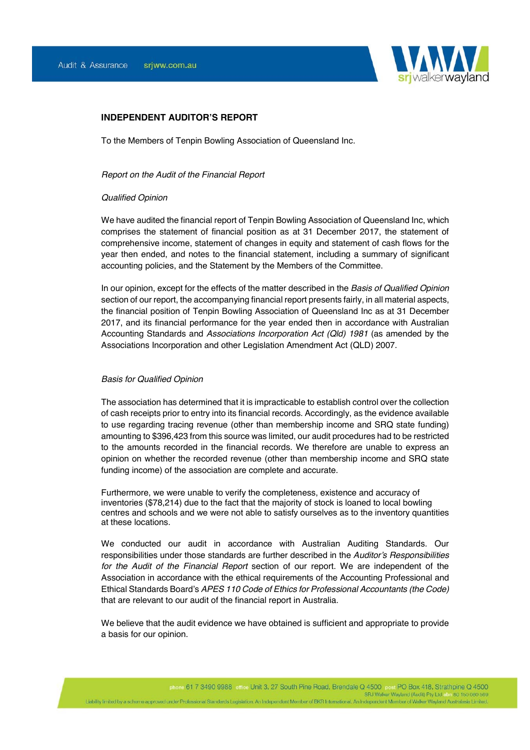## INDEPENDENT AUDITOR'S REPORT

To the Members of Tenpin Bowling Association of Queensland Inc.

*Report on the Audit of the Financial Report*

*Qualified Opinion*

We have audited the financial report of Tenpin Bowling Association of Queensland Inc, which comprises the statement of financial position as at 31 December 2017, the statement of comprehensive income, statement of changes in equity and statement of cash flows for the year then ended, and notes to the financial statement, including a summary of significant accounting policies, and the Statement by the Members of the Committee.

In our opinion, except for the effects of the matter described in the *Basis of Qualified Opinion* section of our report, the accompanying financial report presents fairly, in all material aspects, the financial position of Tenpin Bowling Association of Queensland Inc as at 31 December 2017, and its financial performance for the year ended then in accordance with Australian Accounting Standards and *Associations Incorporation Act (Qld) 1981* (as amended by the Associations Incorporation and other Legislation Amendment Act (QLD) 2007.

*Basis for Qualified Opinion*

The association has determined that it is impracticable to establish control over the collection of cash receipts prior to entry into its financial records. Accordingly, as the evidence available to use regarding tracing revenue (other than membership income and SRQ state funding) amounting to $396,423 from this source was limited, our audit procedures had to be restricted to the amounts recorded in the financial records. We therefore are unable to express an opinion on whether the recorded revenue (other than membership income and SRQ state funding income) of the association are complete and accurate.

Furthermore, we were unable to verify the completeness, existence and accuracy of inventories ($78,214) due to the fact that the majority of stock is loaned to local bowling centres and schools and we were not able to satisfy ourselves as to the inventory quantities at these locations.

We conducted our audit in accordance with Australian Auditing Standards. Our responsibilities under those standards are further described in the *Auditor's Responsibilities for the Audit of the Financial Report* section of our report. We are independent of the Association in accordance with the ethical requirements of the Accounting Professional and Ethical Standards Board's *APES 110 Code of Ethics for Professional Accountants (the Code)* that are relevant to our audit of the financial report in Australia.

We believe that the audit evidence we have obtained is sufficient and appropriate to provide a basis for our opinion.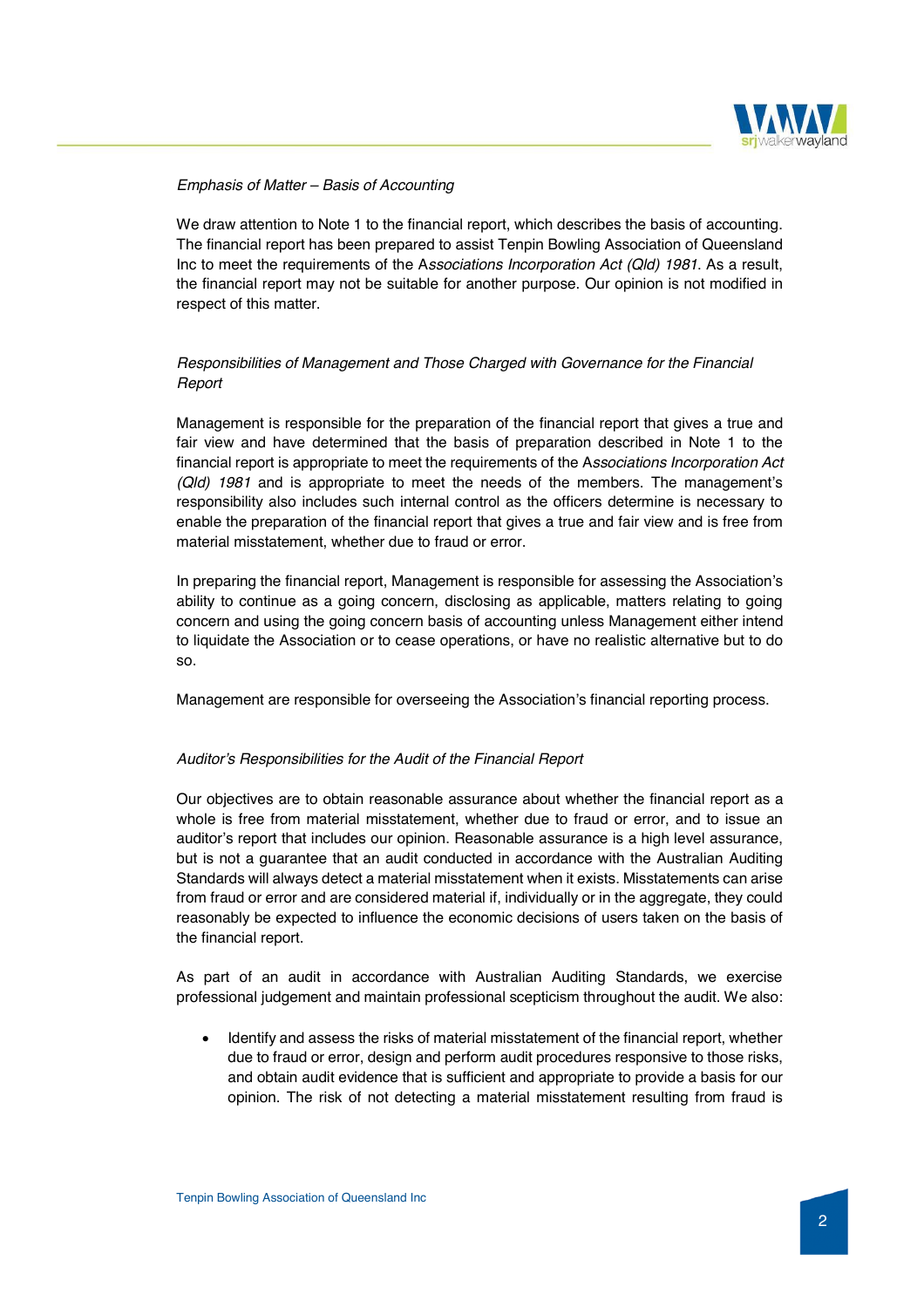*Emphasis of Matter – Basis of Accounting*

We draw attention to Note 1 to the financial report, which describes the basis of accounting. The financial report has been prepared to assist Tenpin Bowling Association of Queensland Inc to meet the requirements of the A*ssociations Incorporation Act (Qld) 1981*. As a result, the financial report may not be suitable for another purpose. Our opinion is not modified in respect of this matter.

*Responsibilities of Management and Those Charged with Governance for the Financial Report*

Management is responsible for the preparation of the financial report that gives a true and fair view and have determined that the basis of preparation described in Note 1 to the financial report is appropriate to meet the requirements of the A*ssociations Incorporation Act (Qld) 1981* and is appropriate to meet the needs of the members. The management's responsibility also includes such internal control as the officers determine is necessary to enable the preparation of the financial report that gives a true and fair view and is free from material misstatement, whether due to fraud or error.

In preparing the financial report, Management is responsible for assessing the Association's ability to continue as a going concern, disclosing as applicable, matters relating to going concern and using the going concern basis of accounting unless Management either intend to liquidate the Association or to cease operations, or have no realistic alternative but to do so.

Management are responsible for overseeing the Association's financial reporting process.

*Auditor's Responsibilities for the Audit of the Financial Report*

Our objectives are to obtain reasonable assurance about whether the financial report as a whole is free from material misstatement, whether due to fraud or error, and to issue an auditor's report that includes our opinion. Reasonable assurance is a high level assurance, but is not a guarantee that an audit conducted in accordance with the Australian Auditing Standards will always detect a material misstatement when it exists. Misstatements can arise from fraud or error and are considered material if, individually or in the aggregate, they could reasonably be expected to influence the economic decisions of users taken on the basis of the financial report.

As part of an audit in accordance with Australian Auditing Standards, we exercise professional judgement and maintain professional scepticism throughout the audit. We also:

- Identify and assess the risks of material misstatement of the financial report, whether due to fraud or error, design and perform audit procedures responsive to those risks, and obtain audit evidence that is sufficient and appropriate to provide a basis for our opinion. The risk of not detecting a material misstatement resulting from fraud is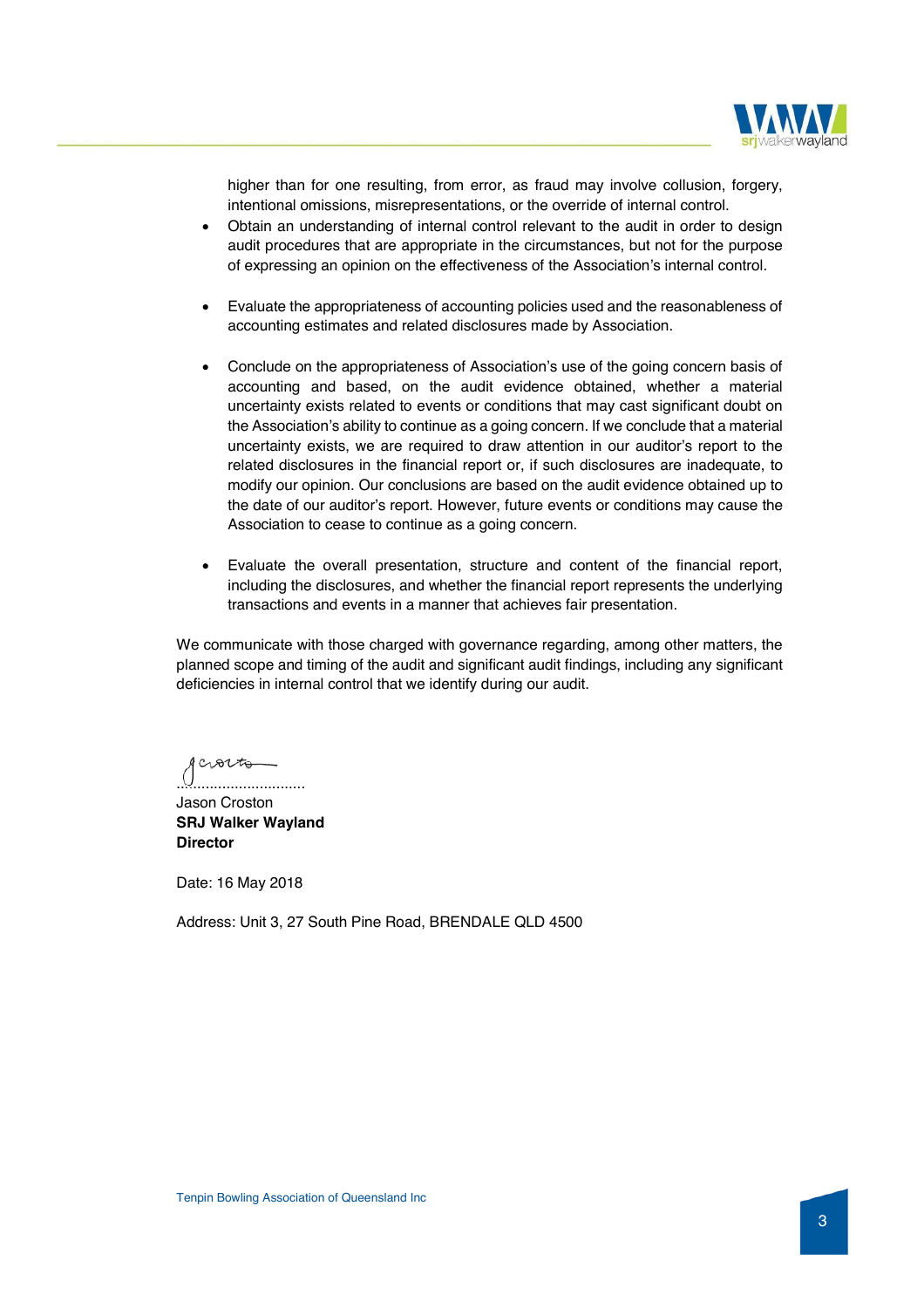higher than for one resulting, from error, as fraud may involve collusion, forgery, intentional omissions, misrepresentations, or the override of internal control.

- Obtain an understanding of internal control relevant to the audit in order to design audit procedures that are appropriate in the circumstances, but not for the purpose of expressing an opinion on the effectiveness of the Association's internal control.

- Evaluate the appropriateness of accounting policies used and the reasonableness of accounting estimates and related disclosures made by Association.

- Conclude on the appropriateness of Association's use of the going concern basis of accounting and based, on the audit evidence obtained, whether a material uncertainty exists related to events or conditions that may cast significant doubt on the Association's ability to continue as a going concern. If we conclude that a material uncertainty exists, we are required to draw attention in our auditor's report to the related disclosures in the financial report or, if such disclosures are inadequate, to modify our opinion. Our conclusions are based on the audit evidence obtained up to the date of our auditor's report. However, future events or conditions may cause the Association to cease to continue as a going concern.

- Evaluate the overall presentation, structure and content of the financial report, including the disclosures, and whether the financial report represents the underlying transactions and events in a manner that achieves fair presentation.

We communicate with those charged with governance regarding, among other matters, the planned scope and timing of the audit and significant audit findings, including any significant deficiencies in internal control that we identify during our audit.

...............................

Jason Croston
**SRJ Walker Wayland**
**Director**

Date: 16 May 2018

Address: Unit 3, 27 South Pine Road, BRENDALE QLD 4500